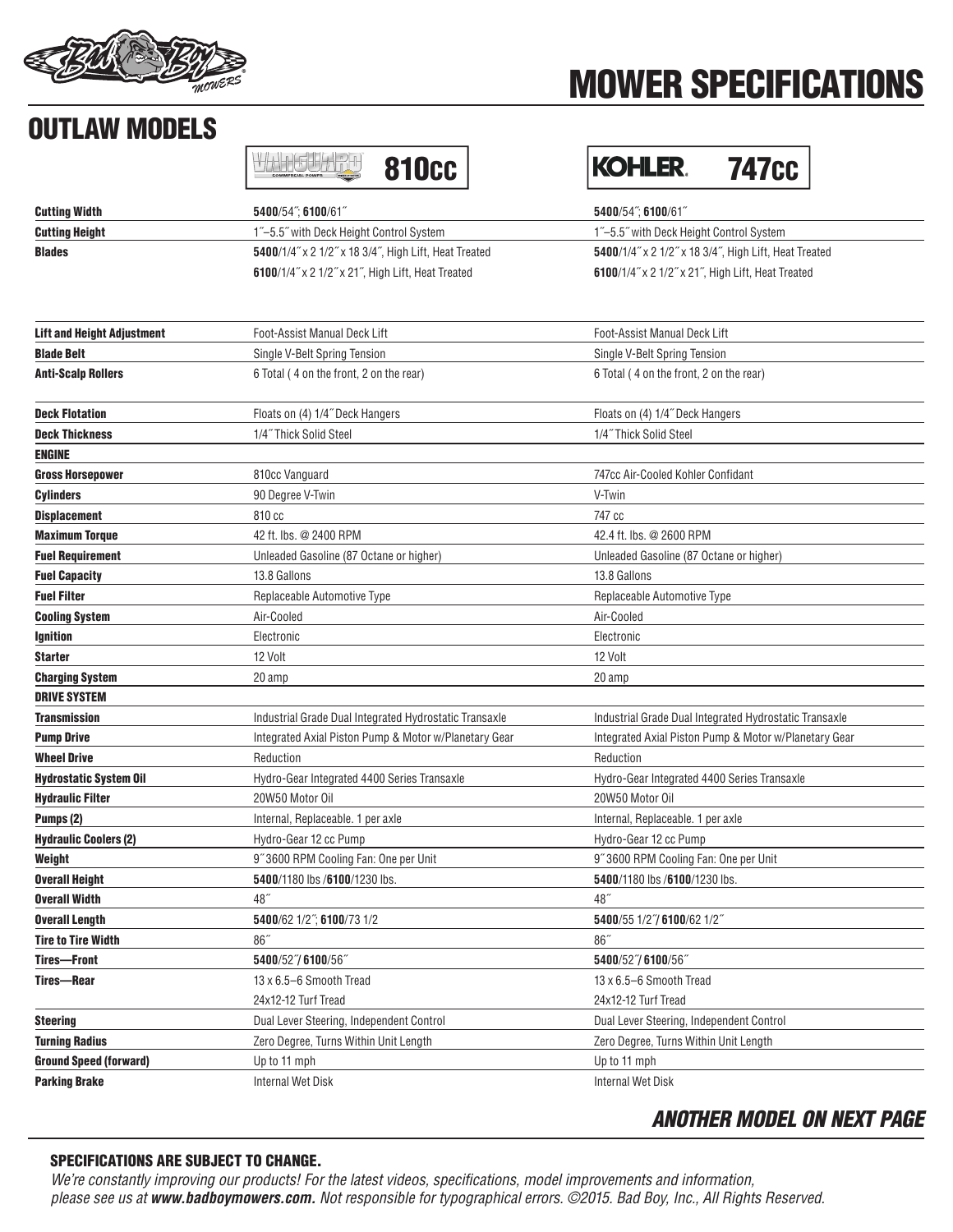# MOWER SPECIFICATIONS

## OUTLAW MODELS

| | Vanguard 810cc | KOHLER 747cc |
|---|---|---|
| **Cutting Width** | **5400**/54˝; **6100**/61˝ | **5400**/54˝; **6100**/61˝ |
| **Cutting Height** | 1˝–5.5˝ with Deck Height Control System | 1˝–5.5˝ with Deck Height Control System |
| **Blades** | **5400**/1/4˝ x 2 1/2˝ x 18 3/4˝, High Lift, Heat Treated<br>**6100**/1/4˝ x 2 1/2˝ x 21˝, High Lift, Heat Treated | **5400**/1/4˝ x 2 1/2˝ x 18 3/4˝, High Lift, Heat Treated<br>**6100**/1/4˝ x 2 1/2˝ x 21˝, High Lift, Heat Treated |
| **Lift and Height Adjustment** | Foot-Assist Manual Deck Lift | Foot-Assist Manual Deck Lift |
| **Blade Belt** | Single V-Belt Spring Tension | Single V-Belt Spring Tension |
| **Anti-Scalp Rollers** | 6 Total ( 4 on the front, 2 on the rear) | 6 Total ( 4 on the front, 2 on the rear) |
| **Deck Flotation** | Floats on (4) 1/4˝ Deck Hangers | Floats on (4) 1/4˝ Deck Hangers |
| **Deck Thickness** | 1/4˝ Thick Solid Steel | 1/4˝ Thick Solid Steel |
| **ENGINE** | | |
| **Gross Horsepower** | 810cc Vanguard | 747cc Air-Cooled Kohler Confidant |
| **Cylinders** | 90 Degree V-Twin | V-Twin |
| **Displacement** | 810 cc | 747 cc |
| **Maximum Torque** | 42 ft. lbs. @ 2400 RPM | 42.4 ft. lbs. @ 2600 RPM |
| **Fuel Requirement** | Unleaded Gasoline (87 Octane or higher) | Unleaded Gasoline (87 Octane or higher) |
| **Fuel Capacity** | 13.8 Gallons | 13.8 Gallons |
| **Fuel Filter** | Replaceable Automotive Type | Replaceable Automotive Type |
| **Cooling System** | Air-Cooled | Air-Cooled |
| **Ignition** | Electronic | Electronic |
| **Starter** | 12 Volt | 12 Volt |
| **Charging System** | 20 amp | 20 amp |
| **DRIVE SYSTEM** | | |
| **Transmission** | Industrial Grade Dual Integrated Hydrostatic Transaxle | Industrial Grade Dual Integrated Hydrostatic Transaxle |
| **Pump Drive** | Integrated Axial Piston Pump & Motor w/Planetary Gear | Integrated Axial Piston Pump & Motor w/Planetary Gear |
| **Wheel Drive** | Reduction | Reduction |
| **Hydrostatic System Oil** | Hydro-Gear Integrated 4400 Series Transaxle | Hydro-Gear Integrated 4400 Series Transaxle |
| **Hydraulic Filter** | 20W50 Motor Oil | 20W50 Motor Oil |
| **Pumps (2)** | Internal, Replaceable. 1 per axle | Internal, Replaceable. 1 per axle |
| **Hydraulic Coolers (2)** | Hydro-Gear 12 cc Pump | Hydro-Gear 12 cc Pump |
| **Weight** | 9˝ 3600 RPM Cooling Fan: One per Unit | 9˝ 3600 RPM Cooling Fan: One per Unit |
| **Overall Height** | **5400**/1180 lbs /**6100**/1230 lbs. | **5400**/1180 lbs /**6100**/1230 lbs. |
| **Overall Width** | 48˝ | 48˝ |
| **Overall Length** | **5400**/62 1/2˝; **6100**/73 1/2 | **5400**/55 1/2˝/ **6100**/62 1/2˝ |
| **Tire to Tire Width** | 86˝ | 86˝ |
| **Tires—Front** | **5400**/52˝/ **6100**/56˝ | **5400**/52˝/ **6100**/56˝ |
| **Tires—Rear** | 13 x 6.5–6 Smooth Tread<br>24x12-12 Turf Tread | 13 x 6.5–6 Smooth Tread<br>24x12-12 Turf Tread |
| **Steering** | Dual Lever Steering, Independent Control | Dual Lever Steering, Independent Control |
| **Turning Radius** | Zero Degree, Turns Within Unit Length | Zero Degree, Turns Within Unit Length |
| **Ground Speed (forward)** | Up to 11 mph | Up to 11 mph |
| **Parking Brake** | Internal Wet Disk | Internal Wet Disk |

***ANOTHER MODEL ON NEXT PAGE***

**SPECIFICATIONS ARE SUBJECT TO CHANGE.**

*We're constantly improving our products! For the latest videos, specifications, model improvements and information, please see us at **www.badboymowers.com.** Not responsible for typographical errors. ©2015. Bad Boy, Inc., All Rights Reserved.*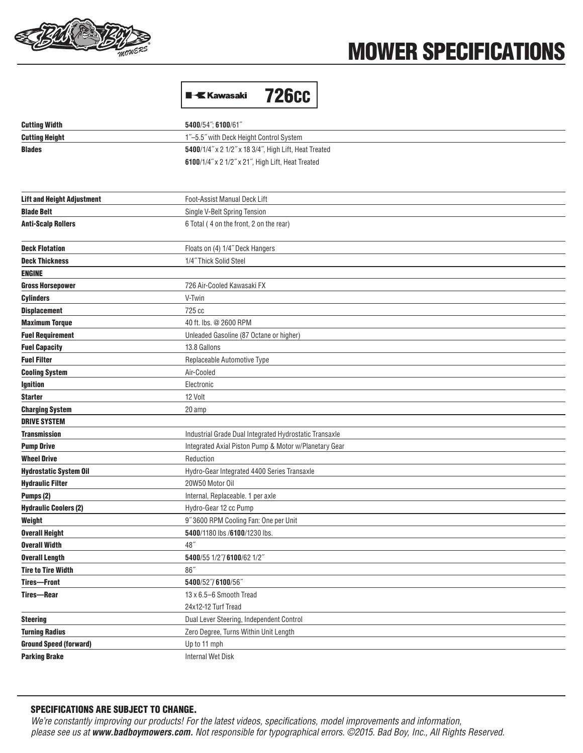# MOWER SPECIFICATIONS

| | Kawasaki 726cc |
|---|---|
| **Cutting Width** | **5400**/54˝; **6100**/61˝ |
| **Cutting Height** | 1˝–5.5˝ with Deck Height Control System |
| **Blades** | **5400**/1/4˝ x 2 1/2˝ x 18 3/4˝, High Lift, Heat Treated<br>**6100**/1/4˝ x 2 1/2˝ x 21˝, High Lift, Heat Treated |
| **Lift and Height Adjustment** | Foot-Assist Manual Deck Lift |
| **Blade Belt** | Single V-Belt Spring Tension |
| **Anti-Scalp Rollers** | 6 Total ( 4 on the front, 2 on the rear) |
| **Deck Flotation** | Floats on (4) 1/4˝ Deck Hangers |
| **Deck Thickness** | 1/4˝ Thick Solid Steel |
| **ENGINE** | |
| **Gross Horsepower** | 726 Air-Cooled Kawasaki FX |
| **Cylinders** | V-Twin |
| **Displacement** | 725 cc |
| **Maximum Torque** | 40 ft. lbs. @ 2600 RPM |
| **Fuel Requirement** | Unleaded Gasoline (87 Octane or higher) |
| **Fuel Capacity** | 13.8 Gallons |
| **Fuel Filter** | Replaceable Automotive Type |
| **Cooling System** | Air-Cooled |
| **Ignition** | Electronic |
| **Starter** | 12 Volt |
| **Charging System** | 20 amp |
| **DRIVE SYSTEM** | |
| **Transmission** | Industrial Grade Dual Integrated Hydrostatic Transaxle |
| **Pump Drive** | Integrated Axial Piston Pump & Motor w/Planetary Gear |
| **Wheel Drive** | Reduction |
| **Hydrostatic System Oil** | Hydro-Gear Integrated 4400 Series Transaxle |
| **Hydraulic Filter** | 20W50 Motor Oil |
| **Pumps (2)** | Internal, Replaceable. 1 per axle |
| **Hydraulic Coolers (2)** | Hydro-Gear 12 cc Pump |
| **Weight** | 9˝ 3600 RPM Cooling Fan: One per Unit |
| **Overall Height** | **5400**/1180 lbs /**6100**/1230 lbs. |
| **Overall Width** | 48˝ |
| **Overall Length** | **5400**/55 1/2˝/ **6100**/62 1/2˝ |
| **Tire to Tire Width** | 86˝ |
| **Tires—Front** | **5400**/52˝/ **6100**/56˝ |
| **Tires—Rear** | 13 x 6.5–6 Smooth Tread<br>24x12-12 Turf Tread |
| **Steering** | Dual Lever Steering, Independent Control |
| **Turning Radius** | Zero Degree, Turns Within Unit Length |
| **Ground Speed (forward)** | Up to 11 mph |
| **Parking Brake** | Internal Wet Disk |

**SPECIFICATIONS ARE SUBJECT TO CHANGE.**

*We're constantly improving our products! For the latest videos, specifications, model improvements and information, please see us at **www.badboymowers.com.** Not responsible for typographical errors. ©2015. Bad Boy, Inc., All Rights Reserved.*